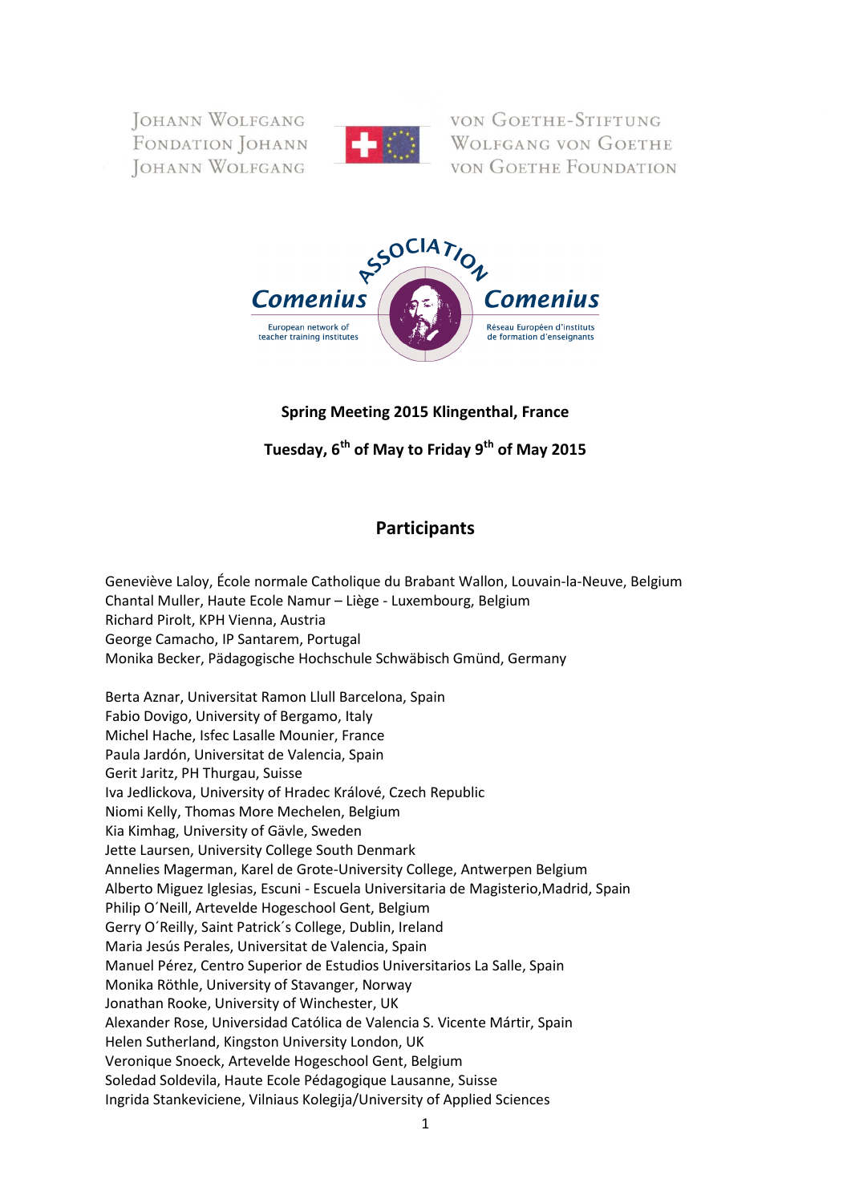JOHANN WOLFGANG VON GOETHE-STIFTUNG
FONDATION JOHANN WOLFGANG VON GOETHE
JOHANN WOLFGANG VON GOETHE FOUNDATION

ASSOCIATION Comenius Comenius

European network of teacher training institutes

Réseau Européen d'instituts de formation d'enseignants

**Spring Meeting 2015 Klingenthal, France**

**Tuesday, 6th of May to Friday 9th of May 2015**

## Participants

Geneviève Laloy, École normale Catholique du Brabant Wallon, Louvain-la-Neuve, Belgium
Chantal Muller, Haute Ecole Namur – Liège - Luxembourg, Belgium
Richard Pirolt, KPH Vienna, Austria
George Camacho, IP Santarem, Portugal
Monika Becker, Pädagogische Hochschule Schwäbisch Gmünd, Germany

Berta Aznar, Universitat Ramon Llull Barcelona, Spain
Fabio Dovigo, University of Bergamo, Italy
Michel Hache, Isfec Lasalle Mounier, France
Paula Jardón, Universitat de Valencia, Spain
Gerit Jaritz, PH Thurgau, Suisse
Iva Jedlickova, University of Hradec Králové, Czech Republic
Niomi Kelly, Thomas More Mechelen, Belgium
Kia Kimhag, University of Gävle, Sweden
Jette Laursen, University College South Denmark
Annelies Magerman, Karel de Grote-University College, Antwerpen Belgium
Alberto Miguez Iglesias, Escuni - Escuela Universitaria de Magisterio,Madrid, Spain
Philip O´Neill, Artevelde Hogeschool Gent, Belgium
Gerry O´Reilly, Saint Patrick´s College, Dublin, Ireland
Maria Jesús Perales, Universitat de Valencia, Spain
Manuel Pérez, Centro Superior de Estudios Universitarios La Salle, Spain
Monika Röthle, University of Stavanger, Norway
Jonathan Rooke, University of Winchester, UK
Alexander Rose, Universidad Católica de Valencia S. Vicente Mártir, Spain
Helen Sutherland, Kingston University London, UK
Veronique Snoeck, Artevelde Hogeschool Gent, Belgium
Soledad Soldevila, Haute Ecole Pédagogique Lausanne, Suisse
Ingrida Stankeviciene, Vilniaus Kolegija/University of Applied Sciences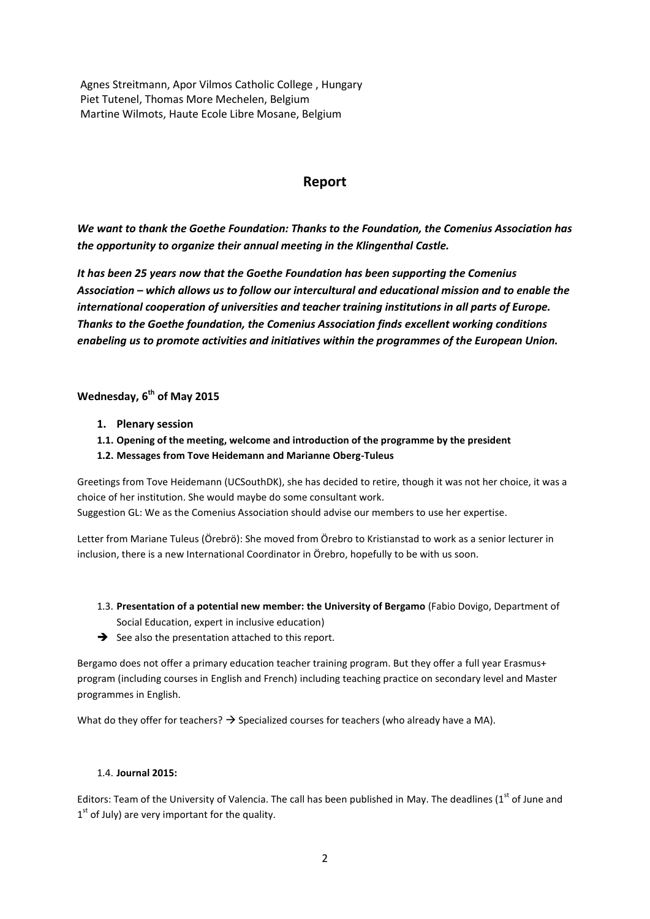Agnes Streitmann, Apor Vilmos Catholic College , Hungary
Piet Tutenel, Thomas More Mechelen, Belgium
Martine Wilmots, Haute Ecole Libre Mosane, Belgium

## Report

***We want to thank the Goethe Foundation: Thanks to the Foundation, the Comenius Association has the opportunity to organize their annual meeting in the Klingenthal Castle.***

***It has been 25 years now that the Goethe Foundation has been supporting the Comenius Association – which allows us to follow our intercultural and educational mission and to enable the international cooperation of universities and teacher training institutions in all parts of Europe. Thanks to the Goethe foundation, the Comenius Association finds excellent working conditions enabeling us to promote activities and initiatives within the programmes of the European Union.***

### Wednesday, 6th of May 2015

1. **Plenary session**

**1.1. Opening of the meeting, welcome and introduction of the programme by the president**

**1.2. Messages from Tove Heidemann and Marianne Oberg-Tuleus**

Greetings from Tove Heidemann (UCSouthDK), she has decided to retire, though it was not her choice, it was a choice of her institution. She would maybe do some consultant work.
Suggestion GL: We as the Comenius Association should advise our members to use her expertise.

Letter from Mariane Tuleus (Örebrö): She moved from Örebro to Kristianstad to work as a senior lecturer in inclusion, there is a new International Coordinator in Örebro, hopefully to be with us soon.

1.3. **Presentation of a potential new member: the University of Bergamo** (Fabio Dovigo, Department of Social Education, expert in inclusive education)

→ See also the presentation attached to this report.

Bergamo does not offer a primary education teacher training program. But they offer a full year Erasmus+ program (including courses in English and French) including teaching practice on secondary level and Master programmes in English.

What do they offer for teachers? → Specialized courses for teachers (who already have a MA).

1.4. **Journal 2015:**

Editors: Team of the University of Valencia. The call has been published in May. The deadlines (1st of June and 1st of July) are very important for the quality.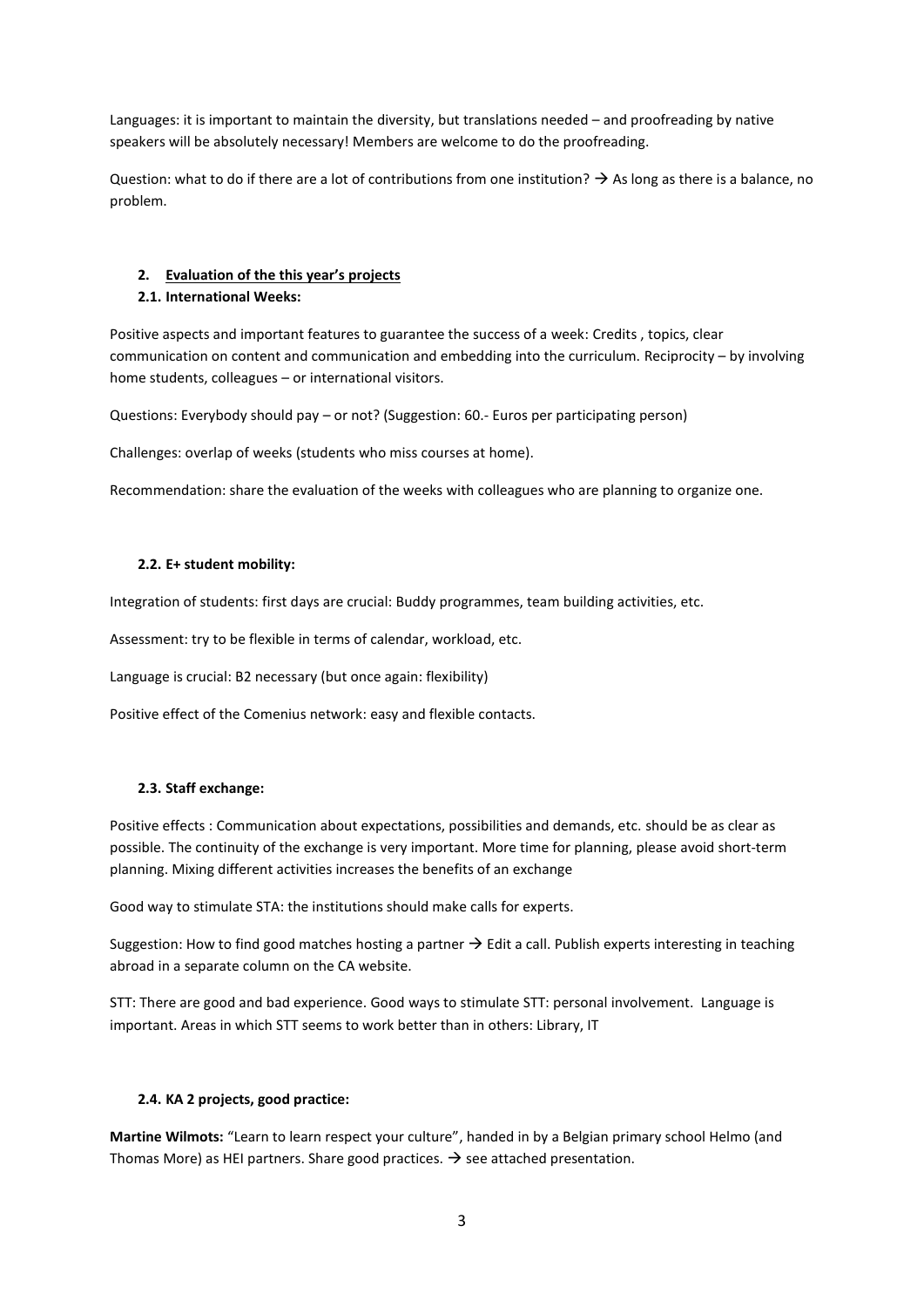Languages: it is important to maintain the diversity, but translations needed – and proofreading by native speakers will be absolutely necessary! Members are welcome to do the proofreading.

Question: what to do if there are a lot of contributions from one institution? → As long as there is a balance, no problem.

## 2. Evaluation of the this year's projects

### 2.1. International Weeks:

Positive aspects and important features to guarantee the success of a week: Credits , topics, clear communication on content and communication and embedding into the curriculum. Reciprocity – by involving home students, colleagues – or international visitors.

Questions: Everybody should pay – or not? (Suggestion: 60.- Euros per participating person)

Challenges: overlap of weeks (students who miss courses at home).

Recommendation: share the evaluation of the weeks with colleagues who are planning to organize one.

### 2.2. E+ student mobility:

Integration of students: first days are crucial: Buddy programmes, team building activities, etc.

Assessment: try to be flexible in terms of calendar, workload, etc.

Language is crucial: B2 necessary (but once again: flexibility)

Positive effect of the Comenius network: easy and flexible contacts.

### 2.3. Staff exchange:

Positive effects : Communication about expectations, possibilities and demands, etc. should be as clear as possible. The continuity of the exchange is very important. More time for planning, please avoid short-term planning. Mixing different activities increases the benefits of an exchange

Good way to stimulate STA: the institutions should make calls for experts.

Suggestion: How to find good matches hosting a partner → Edit a call. Publish experts interesting in teaching abroad in a separate column on the CA website.

STT: There are good and bad experience. Good ways to stimulate STT: personal involvement. Language is important. Areas in which STT seems to work better than in others: Library, IT

### 2.4. KA 2 projects, good practice:

**Martine Wilmots:** "Learn to learn respect your culture", handed in by a Belgian primary school Helmo (and Thomas More) as HEI partners. Share good practices. → see attached presentation.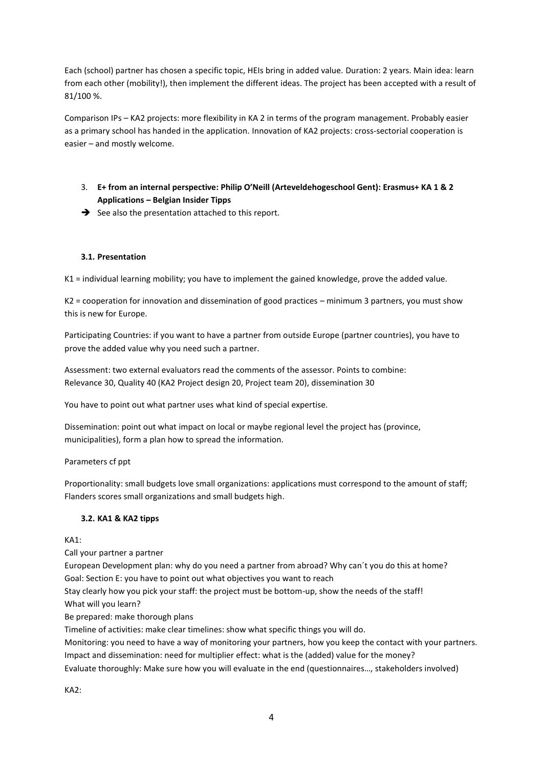Each (school) partner has chosen a specific topic, HEIs bring in added value. Duration: 2 years. Main idea: learn from each other (mobility!), then implement the different ideas. The project has been accepted with a result of 81/100 %.

Comparison IPs – KA2 projects: more flexibility in KA 2 in terms of the program management. Probably easier as a primary school has handed in the application. Innovation of KA2 projects: cross-sectorial cooperation is easier – and mostly welcome.

3. **E+ from an internal perspective: Philip O'Neill (Arteveldehogeschool Gent): Erasmus+ KA 1 & 2 Applications – Belgian Insider Tipps**

➔ See also the presentation attached to this report.

### 3.1. Presentation

K1 = individual learning mobility; you have to implement the gained knowledge, prove the added value.

K2 = cooperation for innovation and dissemination of good practices – minimum 3 partners, you must show this is new for Europe.

Participating Countries: if you want to have a partner from outside Europe (partner countries), you have to prove the added value why you need such a partner.

Assessment: two external evaluators read the comments of the assessor. Points to combine:
Relevance 30, Quality 40 (KA2 Project design 20, Project team 20), dissemination 30

You have to point out what partner uses what kind of special expertise.

Dissemination: point out what impact on local or maybe regional level the project has (province, municipalities), form a plan how to spread the information.

Parameters cf ppt

Proportionality: small budgets love small organizations: applications must correspond to the amount of staff; Flanders scores small organizations and small budgets high.

### 3.2. KA1 & KA2 tipps

KA1:

Call your partner a partner
European Development plan: why do you need a partner from abroad? Why can´t you do this at home?
Goal: Section E: you have to point out what objectives you want to reach
Stay clearly how you pick your staff: the project must be bottom-up, show the needs of the staff!
What will you learn?
Be prepared: make thorough plans
Timeline of activities: make clear timelines: show what specific things you will do.
Monitoring: you need to have a way of monitoring your partners, how you keep the contact with your partners.
Impact and dissemination: need for multiplier effect: what is the (added) value for the money?
Evaluate thoroughly: Make sure how you will evaluate in the end (questionnaires…, stakeholders involved)

KA2: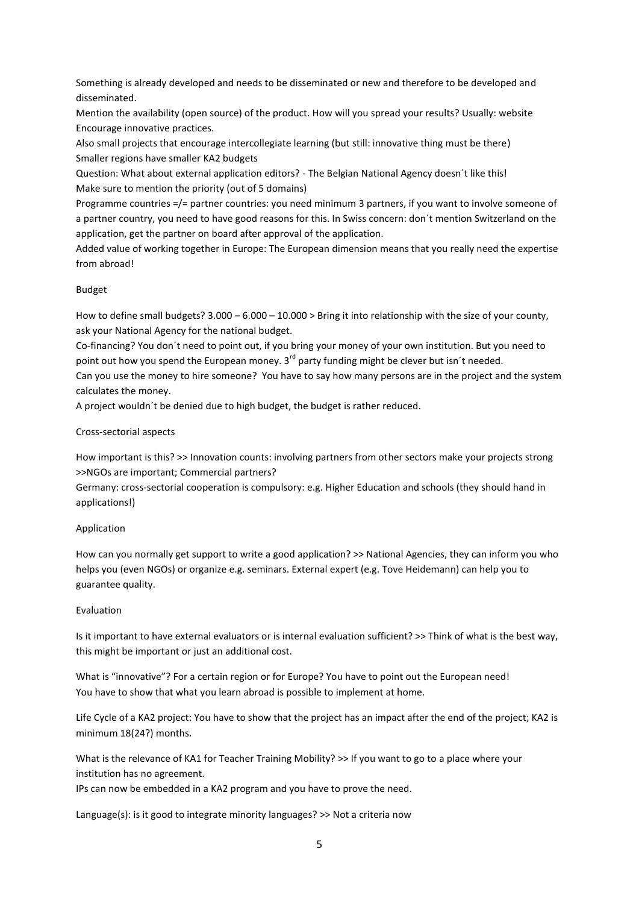Something is already developed and needs to be disseminated or new and therefore to be developed and disseminated.

Mention the availability (open source) of the product. How will you spread your results? Usually: website

Encourage innovative practices.

Also small projects that encourage intercollegiate learning (but still: innovative thing must be there)

Smaller regions have smaller KA2 budgets

Question: What about external application editors? - The Belgian National Agency doesn´t like this!

Make sure to mention the priority (out of 5 domains)

Programme countries =/= partner countries: you need minimum 3 partners, if you want to involve someone of a partner country, you need to have good reasons for this. In Swiss concern: don´t mention Switzerland on the application, get the partner on board after approval of the application.

Added value of working together in Europe: The European dimension means that you really need the expertise from abroad!

## Budget

How to define small budgets? 3.000 – 6.000 – 10.000 > Bring it into relationship with the size of your county, ask your National Agency for the national budget.

Co-financing? You don´t need to point out, if you bring your money of your own institution. But you need to point out how you spend the European money. 3rd party funding might be clever but isn´t needed.

Can you use the money to hire someone? You have to say how many persons are in the project and the system calculates the money.

A project wouldn´t be denied due to high budget, the budget is rather reduced.

## Cross-sectorial aspects

How important is this? >> Innovation counts: involving partners from other sectors make your projects strong >>NGOs are important; Commercial partners?

Germany: cross-sectorial cooperation is compulsory: e.g. Higher Education and schools (they should hand in applications!)

## Application

How can you normally get support to write a good application? >> National Agencies, they can inform you who helps you (even NGOs) or organize e.g. seminars. External expert (e.g. Tove Heidemann) can help you to guarantee quality.

## Evaluation

Is it important to have external evaluators or is internal evaluation sufficient? >> Think of what is the best way, this might be important or just an additional cost.

What is "innovative"? For a certain region or for Europe? You have to point out the European need! You have to show that what you learn abroad is possible to implement at home.

Life Cycle of a KA2 project: You have to show that the project has an impact after the end of the project; KA2 is minimum 18(24?) months.

What is the relevance of KA1 for Teacher Training Mobility? >> If you want to go to a place where your institution has no agreement.

IPs can now be embedded in a KA2 program and you have to prove the need.

Language(s): is it good to integrate minority languages? >> Not a criteria now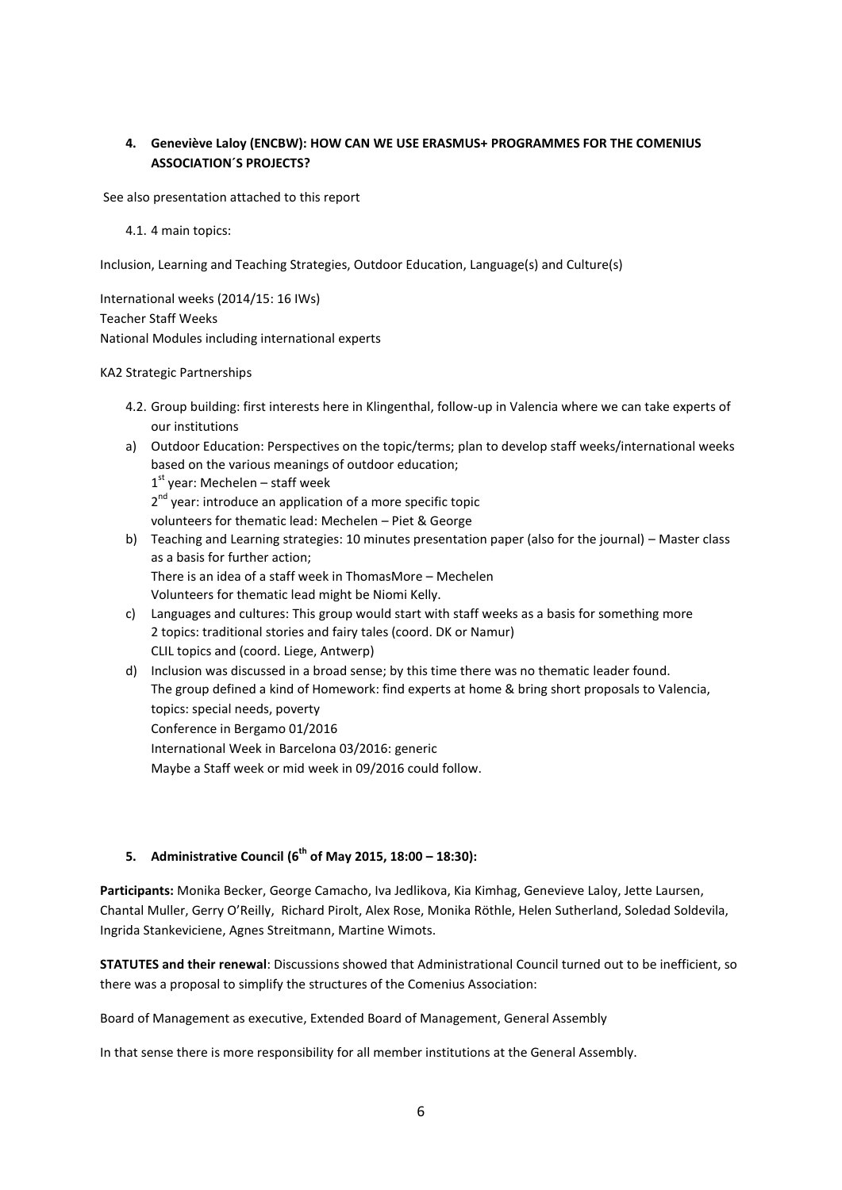## 4. Geneviève Laloy (ENCBW): HOW CAN WE USE ERASMUS+ PROGRAMMES FOR THE COMENIUS ASSOCIATION´S PROJECTS?

See also presentation attached to this report

4.1. 4 main topics:

Inclusion, Learning and Teaching Strategies, Outdoor Education, Language(s) and Culture(s)

International weeks (2014/15: 16 IWs)
Teacher Staff Weeks
National Modules including international experts

KA2 Strategic Partnerships

4.2. Group building: first interests here in Klingenthal, follow-up in Valencia where we can take experts of our institutions

a) Outdoor Education: Perspectives on the topic/terms; plan to develop staff weeks/international weeks based on the various meanings of outdoor education;
   1st year: Mechelen – staff week
   2nd year: introduce an application of a more specific topic
   volunteers for thematic lead: Mechelen – Piet & George
b) Teaching and Learning strategies: 10 minutes presentation paper (also for the journal) – Master class as a basis for further action;
   There is an idea of a staff week in ThomasMore – Mechelen
   Volunteers for thematic lead might be Niomi Kelly.
c) Languages and cultures: This group would start with staff weeks as a basis for something more
   2 topics: traditional stories and fairy tales (coord. DK or Namur)
   CLIL topics and (coord. Liege, Antwerp)
d) Inclusion was discussed in a broad sense; by this time there was no thematic leader found.
   The group defined a kind of Homework: find experts at home & bring short proposals to Valencia, topics: special needs, poverty
   Conference in Bergamo 01/2016
   International Week in Barcelona 03/2016: generic
   Maybe a Staff week or mid week in 09/2016 could follow.

## 5. Administrative Council (6th of May 2015, 18:00 – 18:30):

**Participants:** Monika Becker, George Camacho, Iva Jedlikova, Kia Kimhag, Genevieve Laloy, Jette Laursen, Chantal Muller, Gerry O'Reilly, Richard Pirolt, Alex Rose, Monika Röthle, Helen Sutherland, Soledad Soldevila, Ingrida Stankeviciene, Agnes Streitmann, Martine Wimots.

**STATUTES and their renewal**: Discussions showed that Administrational Council turned out to be inefficient, so there was a proposal to simplify the structures of the Comenius Association:

Board of Management as executive, Extended Board of Management, General Assembly

In that sense there is more responsibility for all member institutions at the General Assembly.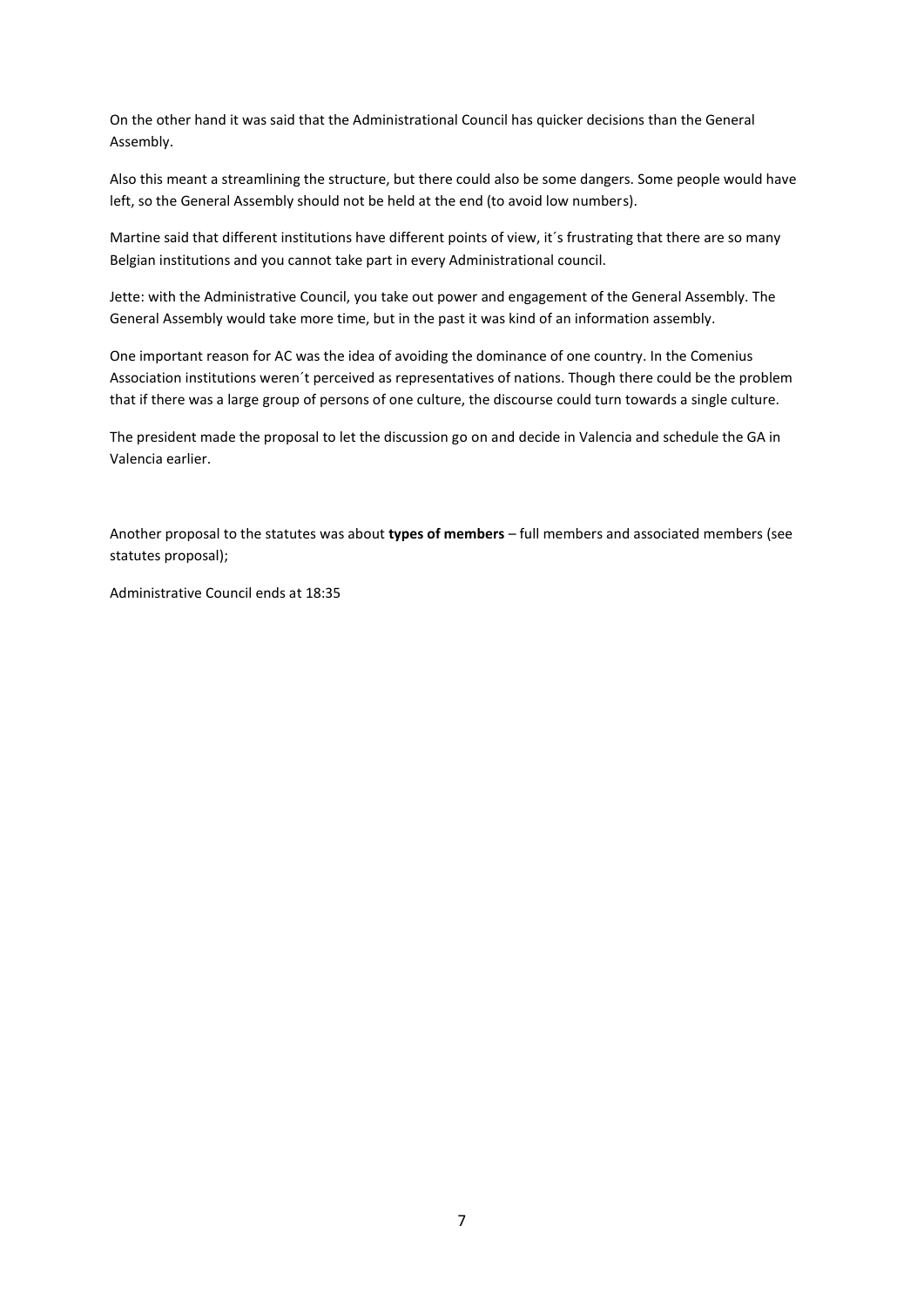On the other hand it was said that the Administrational Council has quicker decisions than the General Assembly.

Also this meant a streamlining the structure, but there could also be some dangers. Some people would have left, so the General Assembly should not be held at the end (to avoid low numbers).

Martine said that different institutions have different points of view, it´s frustrating that there are so many Belgian institutions and you cannot take part in every Administrational council.

Jette: with the Administrative Council, you take out power and engagement of the General Assembly. The General Assembly would take more time, but in the past it was kind of an information assembly.

One important reason for AC was the idea of avoiding the dominance of one country. In the Comenius Association institutions weren´t perceived as representatives of nations. Though there could be the problem that if there was a large group of persons of one culture, the discourse could turn towards a single culture.

The president made the proposal to let the discussion go on and decide in Valencia and schedule the GA in Valencia earlier.

Another proposal to the statutes was about **types of members** – full members and associated members (see statutes proposal);

Administrative Council ends at 18:35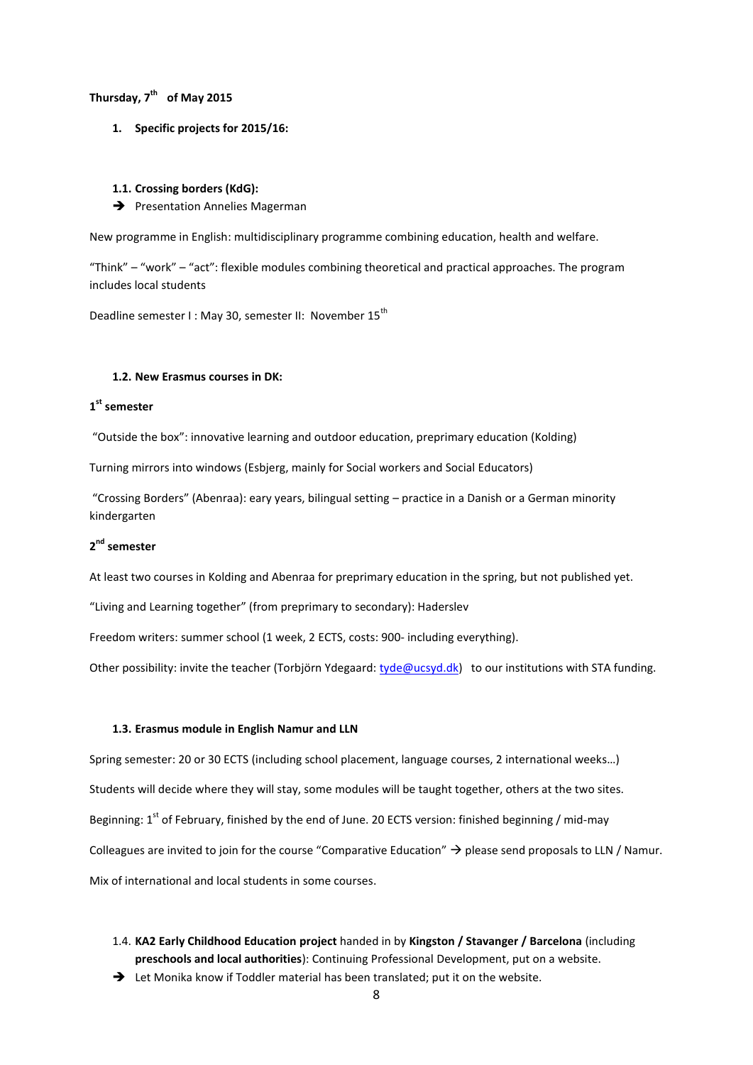**Thursday, 7th of May 2015**

1. **Specific projects for 2015/16:**

**1.1. Crossing borders (KdG):**

➔ Presentation Annelies Magerman

New programme in English: multidisciplinary programme combining education, health and welfare.

"Think" – "work" – "act": flexible modules combining theoretical and practical approaches. The program includes local students

Deadline semester I : May 30, semester II: November 15th

**1.2. New Erasmus courses in DK:**

**1st semester**

"Outside the box": innovative learning and outdoor education, preprimary education (Kolding)

Turning mirrors into windows (Esbjerg, mainly for Social workers and Social Educators)

"Crossing Borders" (Abenraa): eary years, bilingual setting – practice in a Danish or a German minority kindergarten

**2nd semester**

At least two courses in Kolding and Abenraa for preprimary education in the spring, but not published yet.

"Living and Learning together" (from preprimary to secondary): Haderslev

Freedom writers: summer school (1 week, 2 ECTS, costs: 900- including everything).

Other possibility: invite the teacher (Torbjörn Ydegaard: tyde@ucsyd.dk) to our institutions with STA funding.

**1.3. Erasmus module in English Namur and LLN**

Spring semester: 20 or 30 ECTS (including school placement, language courses, 2 international weeks…)

Students will decide where they will stay, some modules will be taught together, others at the two sites.

Beginning: 1st of February, finished by the end of June. 20 ECTS version: finished beginning / mid-may

Colleagues are invited to join for the course "Comparative Education" → please send proposals to LLN / Namur.

Mix of international and local students in some courses.

1.4. **KA2 Early Childhood Education project** handed in by **Kingston / Stavanger / Barcelona** (including **preschools and local authorities**): Continuing Professional Development, put on a website.

➔ Let Monika know if Toddler material has been translated; put it on the website.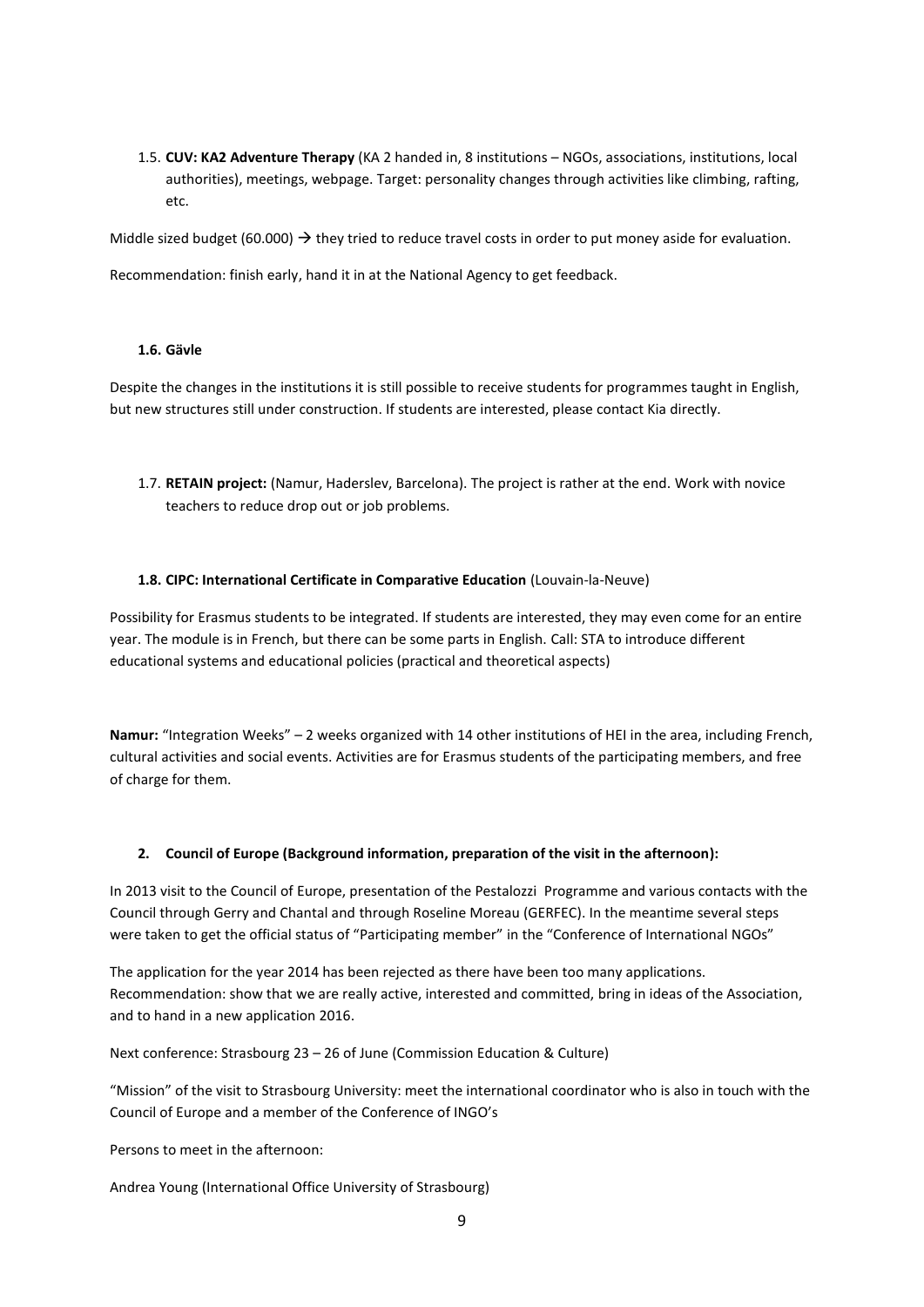1.5. **CUV: KA2 Adventure Therapy** (KA 2 handed in, 8 institutions – NGOs, associations, institutions, local authorities), meetings, webpage. Target: personality changes through activities like climbing, rafting, etc.

Middle sized budget (60.000) → they tried to reduce travel costs in order to put money aside for evaluation.

Recommendation: finish early, hand it in at the National Agency to get feedback.

#### 1.6. Gävle

Despite the changes in the institutions it is still possible to receive students for programmes taught in English, but new structures still under construction. If students are interested, please contact Kia directly.

1.7. **RETAIN project:** (Namur, Haderslev, Barcelona). The project is rather at the end. Work with novice teachers to reduce drop out or job problems.

#### 1.8. CIPC: International Certificate in Comparative Education (Louvain-la-Neuve)

Possibility for Erasmus students to be integrated. If students are interested, they may even come for an entire year. The module is in French, but there can be some parts in English. Call: STA to introduce different educational systems and educational policies (practical and theoretical aspects)

**Namur:** "Integration Weeks" – 2 weeks organized with 14 other institutions of HEI in the area, including French, cultural activities and social events. Activities are for Erasmus students of the participating members, and free of charge for them.

### 2. Council of Europe (Background information, preparation of the visit in the afternoon):

In 2013 visit to the Council of Europe, presentation of the Pestalozzi Programme and various contacts with the Council through Gerry and Chantal and through Roseline Moreau (GERFEC). In the meantime several steps were taken to get the official status of "Participating member" in the "Conference of International NGOs"

The application for the year 2014 has been rejected as there have been too many applications. Recommendation: show that we are really active, interested and committed, bring in ideas of the Association, and to hand in a new application 2016.

Next conference: Strasbourg 23 – 26 of June (Commission Education & Culture)

"Mission" of the visit to Strasbourg University: meet the international coordinator who is also in touch with the Council of Europe and a member of the Conference of INGO's

Persons to meet in the afternoon:

Andrea Young (International Office University of Strasbourg)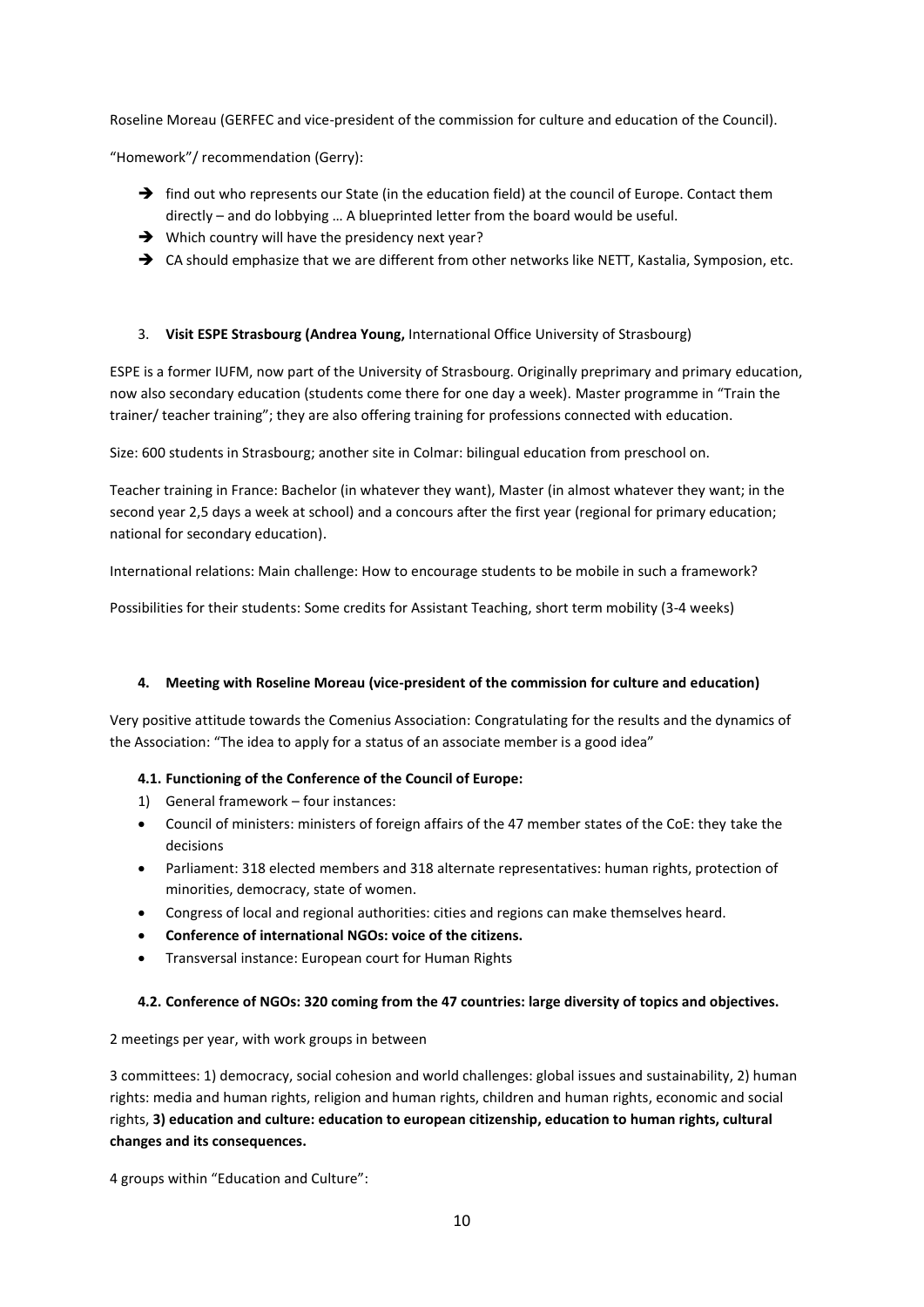Roseline Moreau (GERFEC and vice-president of the commission for culture and education of the Council).

"Homework"/ recommendation (Gerry):

- ➔ find out who represents our State (in the education field) at the council of Europe. Contact them directly – and do lobbying … A blueprinted letter from the board would be useful.
- ➔ Which country will have the presidency next year?
- ➔ CA should emphasize that we are different from other networks like NETT, Kastalia, Symposion, etc.

3. **Visit ESPE Strasbourg (Andrea Young,** International Office University of Strasbourg)

ESPE is a former IUFM, now part of the University of Strasbourg. Originally preprimary and primary education, now also secondary education (students come there for one day a week). Master programme in "Train the trainer/ teacher training"; they are also offering training for professions connected with education.

Size: 600 students in Strasbourg; another site in Colmar: bilingual education from preschool on.

Teacher training in France: Bachelor (in whatever they want), Master (in almost whatever they want; in the second year 2,5 days a week at school) and a concours after the first year (regional for primary education; national for secondary education).

International relations: Main challenge: How to encourage students to be mobile in such a framework?

Possibilities for their students: Some credits for Assistant Teaching, short term mobility (3-4 weeks)

4. **Meeting with Roseline Moreau (vice-president of the commission for culture and education)**

Very positive attitude towards the Comenius Association: Congratulating for the results and the dynamics of the Association: "The idea to apply for a status of an associate member is a good idea"

**4.1. Functioning of the Conference of the Council of Europe:**

1) General framework – four instances:

- Council of ministers: ministers of foreign affairs of the 47 member states of the CoE: they take the decisions
- Parliament: 318 elected members and 318 alternate representatives: human rights, protection of minorities, democracy, state of women.
- Congress of local and regional authorities: cities and regions can make themselves heard.
- **Conference of international NGOs: voice of the citizens.**
- Transversal instance: European court for Human Rights

**4.2. Conference of NGOs: 320 coming from the 47 countries: large diversity of topics and objectives.**

2 meetings per year, with work groups in between

3 committees: 1) democracy, social cohesion and world challenges: global issues and sustainability, 2) human rights: media and human rights, religion and human rights, children and human rights, economic and social rights, **3) education and culture: education to european citizenship, education to human rights, cultural changes and its consequences.**

4 groups within "Education and Culture":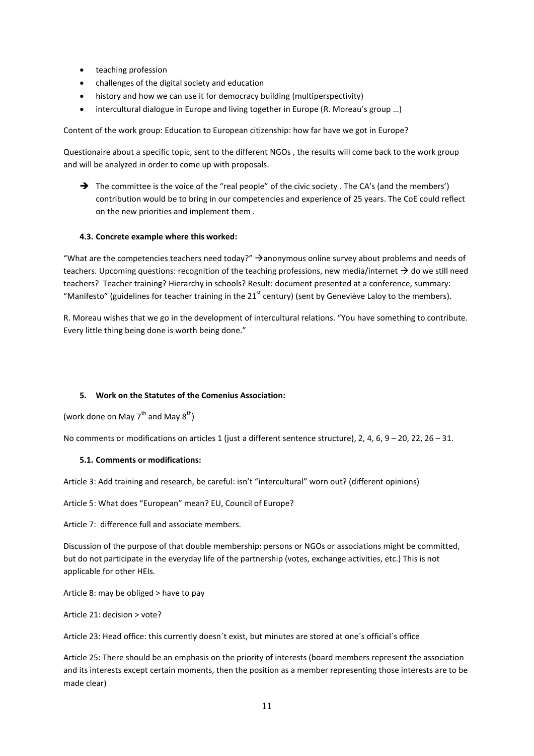- teaching profession
- challenges of the digital society and education
- history and how we can use it for democracy building (multiperspectivity)
- intercultural dialogue in Europe and living together in Europe (R. Moreau's group …)

Content of the work group: Education to European citizenship: how far have we got in Europe?

Questionaire about a specific topic, sent to the different NGOs , the results will come back to the work group and will be analyzed in order to come up with proposals.

➔ The committee is the voice of the "real people" of the civic society . The CA's (and the members') contribution would be to bring in our competencies and experience of 25 years. The CoE could reflect on the new priorities and implement them .

#### 4.3. Concrete example where this worked:

"What are the competencies teachers need today?" →anonymous online survey about problems and needs of teachers. Upcoming questions: recognition of the teaching professions, new media/internet → do we still need teachers? Teacher training? Hierarchy in schools? Result: document presented at a conference, summary: "Manifesto" (guidelines for teacher training in the 21st century) (sent by Geneviève Laloy to the members).

R. Moreau wishes that we go in the development of intercultural relations. "You have something to contribute. Every little thing being done is worth being done."

### 5. Work on the Statutes of the Comenius Association:

(work done on May 7th and May 8th)

No comments or modifications on articles 1 (just a different sentence structure), 2, 4, 6, 9 – 20, 22, 26 – 31.

#### 5.1. Comments or modifications:

Article 3: Add training and research, be careful: isn't "intercultural" worn out? (different opinions)

Article 5: What does "European" mean? EU, Council of Europe?

Article 7: difference full and associate members.

Discussion of the purpose of that double membership: persons or NGOs or associations might be committed, but do not participate in the everyday life of the partnership (votes, exchange activities, etc.) This is not applicable for other HEIs.

Article 8: may be obliged > have to pay

Article 21: decision > vote?

Article 23: Head office: this currently doesn´t exist, but minutes are stored at one´s official´s office

Article 25: There should be an emphasis on the priority of interests (board members represent the association and its interests except certain moments, then the position as a member representing those interests are to be made clear)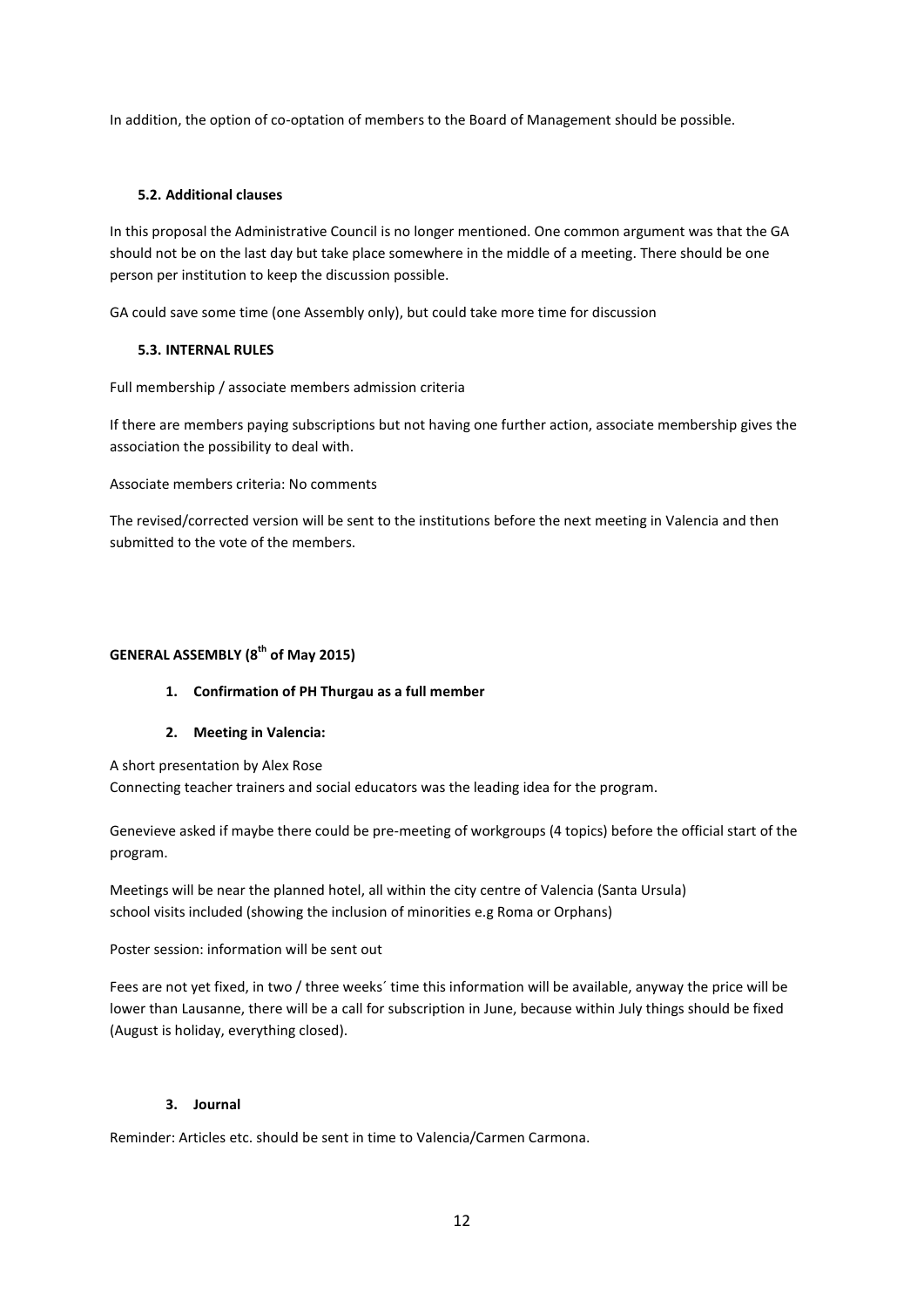In addition, the option of co-optation of members to the Board of Management should be possible.

#### 5.2. Additional clauses

In this proposal the Administrative Council is no longer mentioned. One common argument was that the GA should not be on the last day but take place somewhere in the middle of a meeting. There should be one person per institution to keep the discussion possible.

GA could save some time (one Assembly only), but could take more time for discussion

#### 5.3. INTERNAL RULES

Full membership / associate members admission criteria

If there are members paying subscriptions but not having one further action, associate membership gives the association the possibility to deal with.

Associate members criteria: No comments

The revised/corrected version will be sent to the institutions before the next meeting in Valencia and then submitted to the vote of the members.

## GENERAL ASSEMBLY (8th of May 2015)

1. **Confirmation of PH Thurgau as a full member**

2. **Meeting in Valencia:**

A short presentation by Alex Rose
Connecting teacher trainers and social educators was the leading idea for the program.

Genevieve asked if maybe there could be pre-meeting of workgroups (4 topics) before the official start of the program.

Meetings will be near the planned hotel, all within the city centre of Valencia (Santa Ursula)
school visits included (showing the inclusion of minorities e.g Roma or Orphans)

Poster session: information will be sent out

Fees are not yet fixed, in two / three weeks´ time this information will be available, anyway the price will be lower than Lausanne, there will be a call for subscription in June, because within July things should be fixed (August is holiday, everything closed).

3. **Journal**

Reminder: Articles etc. should be sent in time to Valencia/Carmen Carmona.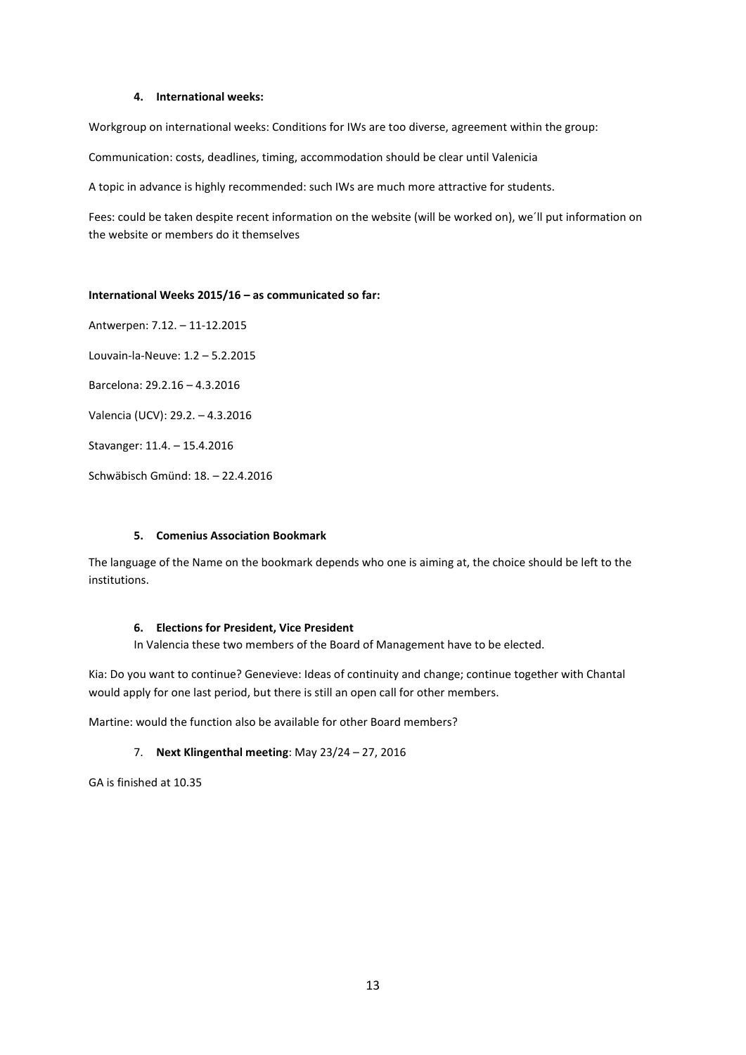### 4. International weeks:

Workgroup on international weeks: Conditions for IWs are too diverse, agreement within the group:

Communication: costs, deadlines, timing, accommodation should be clear until Valenicia

A topic in advance is highly recommended: such IWs are much more attractive for students.

Fees: could be taken despite recent information on the website (will be worked on), we´ll put information on the website or members do it themselves

**International Weeks 2015/16 – as communicated so far:**

Antwerpen: 7.12. – 11-12.2015

Louvain-la-Neuve: 1.2 – 5.2.2015

Barcelona: 29.2.16 – 4.3.2016

Valencia (UCV): 29.2. – 4.3.2016

Stavanger: 11.4. – 15.4.2016

Schwäbisch Gmünd: 18. – 22.4.2016

### 5. Comenius Association Bookmark

The language of the Name on the bookmark depends who one is aiming at, the choice should be left to the institutions.

### 6. Elections for President, Vice President

In Valencia these two members of the Board of Management have to be elected.

Kia: Do you want to continue? Genevieve: Ideas of continuity and change; continue together with Chantal would apply for one last period, but there is still an open call for other members.

Martine: would the function also be available for other Board members?

7. **Next Klingenthal meeting**: May 23/24 – 27, 2016

GA is finished at 10.35